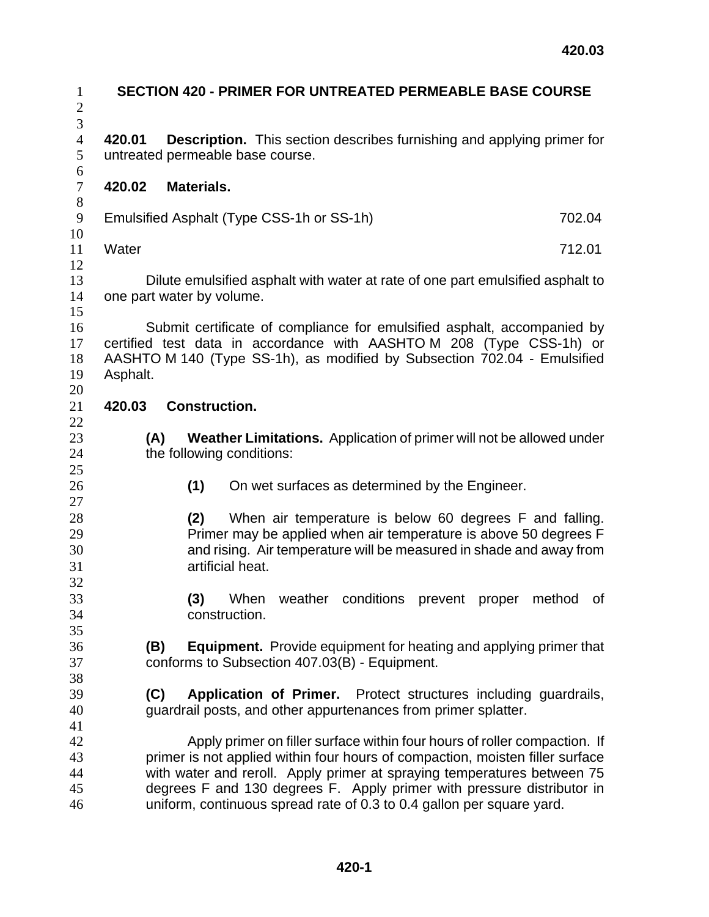# SECTION 420 - PRIMER FOR UNTREATED PERMEABLE BASE COURSE

**420.01 Description.** This section describes furnishing and applying primer for untreated permeable base course.

**420.02 Materials.**

| | |
|---|---|
| Emulsified Asphalt (Type CSS-1h or SS-1h) | 702.04 |
| Water | 712.01 |

Dilute emulsified asphalt with water at rate of one part emulsified asphalt to one part water by volume.

Submit certificate of compliance for emulsified asphalt, accompanied by certified test data in accordance with AASHTO M 208 (Type CSS-1h) or AASHTO M 140 (Type SS-1h), as modified by Subsection 702.04 - Emulsified Asphalt.

**420.03 Construction.**

**(A) Weather Limitations.** Application of primer will not be allowed under the following conditions:

**(1)** On wet surfaces as determined by the Engineer.

**(2)** When air temperature is below 60 degrees F and falling. Primer may be applied when air temperature is above 50 degrees F and rising. Air temperature will be measured in shade and away from artificial heat.

**(3)** When weather conditions prevent proper method of construction.

**(B) Equipment.** Provide equipment for heating and applying primer that conforms to Subsection 407.03(B) - Equipment.

**(C) Application of Primer.** Protect structures including guardrails, guardrail posts, and other appurtenances from primer splatter.

Apply primer on filler surface within four hours of roller compaction. If primer is not applied within four hours of compaction, moisten filler surface with water and reroll. Apply primer at spraying temperatures between 75 degrees F and 130 degrees F. Apply primer with pressure distributor in uniform, continuous spread rate of 0.3 to 0.4 gallon per square yard.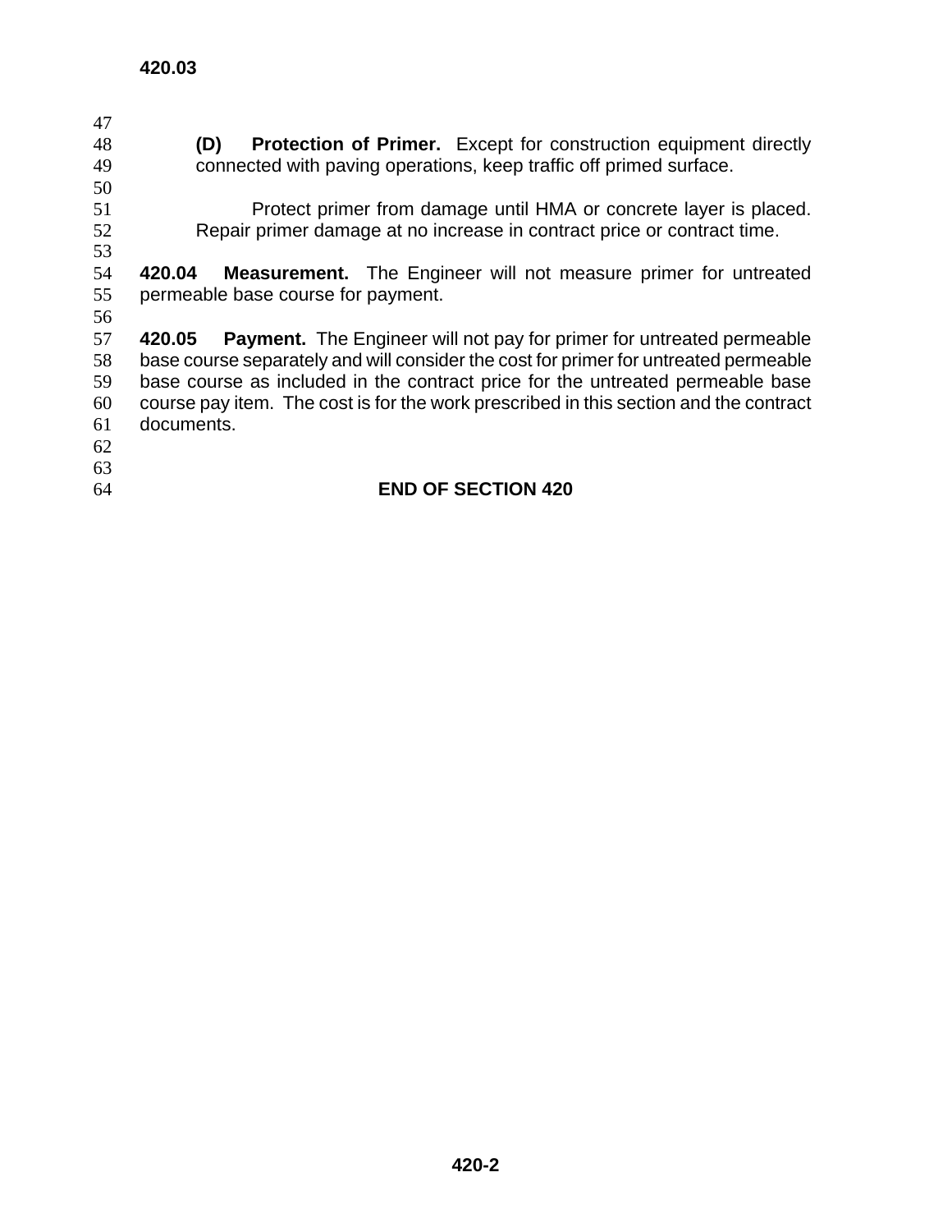**(D) Protection of Primer.** Except for construction equipment directly connected with paving operations, keep traffic off primed surface.

Protect primer from damage until HMA or concrete layer is placed. Repair primer damage at no increase in contract price or contract time.

**420.04 Measurement.** The Engineer will not measure primer for untreated permeable base course for payment.

**420.05 Payment.** The Engineer will not pay for primer for untreated permeable base course separately and will consider the cost for primer for untreated permeable base course as included in the contract price for the untreated permeable base course pay item. The cost is for the work prescribed in this section and the contract documents.

**END OF SECTION 420**